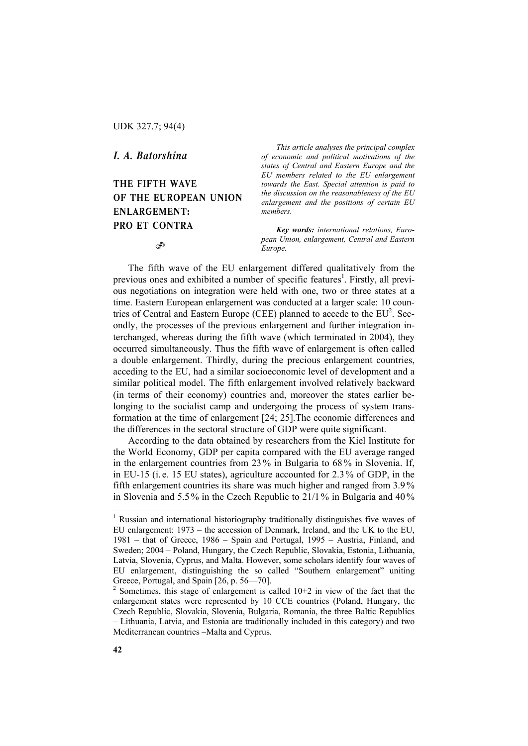UDK 327.7; 94(4)

*I. A. Batorshina*

# THE FIFTH WAVE OF THE EUROPEAN UNION ENLARGEMENT: PRO ET CONTRA

*This article analyses the principal complex of economic and political motivations of the states of Central and Eastern Europe and the EU members related to the EU enlargement towards the East. Special attention is paid to the discussion on the reasonableness of the EU enlargement and the positions of certain EU members.*

***Key words:*** *international relations, European Union, enlargement, Central and Eastern Europe.*

The fifth wave of the EU enlargement differed qualitatively from the previous ones and exhibited a number of specific features[1]. Firstly, all previous negotiations on integration were held with one, two or three states at a time. Eastern European enlargement was conducted at a larger scale: 10 countries of Central and Eastern Europe (CEE) planned to accede to the EU[2]. Secondly, the processes of the previous enlargement and further integration interchanged, whereas during the fifth wave (which terminated in 2004), they occurred simultaneously. Thus the fifth wave of enlargement is often called a double enlargement. Thirdly, during the precious enlargement countries, acceding to the EU, had a similar socioeconomic level of development and a similar political model. The fifth enlargement involved relatively backward (in terms of their economy) countries and, moreover the states earlier belonging to the socialist camp and undergoing the process of system transformation at the time of enlargement [24; 25].The economic differences and the differences in the sectoral structure of GDP were quite significant.

According to the data obtained by researchers from the Kiel Institute for the World Economy, GDP per capita compared with the EU average ranged in the enlargement countries from 23 % in Bulgaria to 68 % in Slovenia. If, in EU-15 (i. e. 15 EU states), agriculture accounted for 2.3 % of GDP, in the fifth enlargement countries its share was much higher and ranged from 3.9 % in Slovenia and 5.5 % in the Czech Republic to 21/1 % in Bulgaria and 40 %

---

[1] Russian and international historiography traditionally distinguishes five waves of EU enlargement: 1973 – the accession of Denmark, Ireland, and the UK to the EU, 1981 – that of Greece, 1986 – Spain and Portugal, 1995 – Austria, Finland, and Sweden; 2004 – Poland, Hungary, the Czech Republic, Slovakia, Estonia, Lithuania, Latvia, Slovenia, Cyprus, and Malta. However, some scholars identify four waves of EU enlargement, distinguishing the so called "Southern enlargement" uniting Greece, Portugal, and Spain [26, p. 56—70].

[2] Sometimes, this stage of enlargement is called 10+2 in view of the fact that the enlargement states were represented by 10 CCE countries (Poland, Hungary, the Czech Republic, Slovakia, Slovenia, Bulgaria, Romania, the three Baltic Republics – Lithuania, Latvia, and Estonia are traditionally included in this category) and two Mediterranean countries –Malta and Cyprus.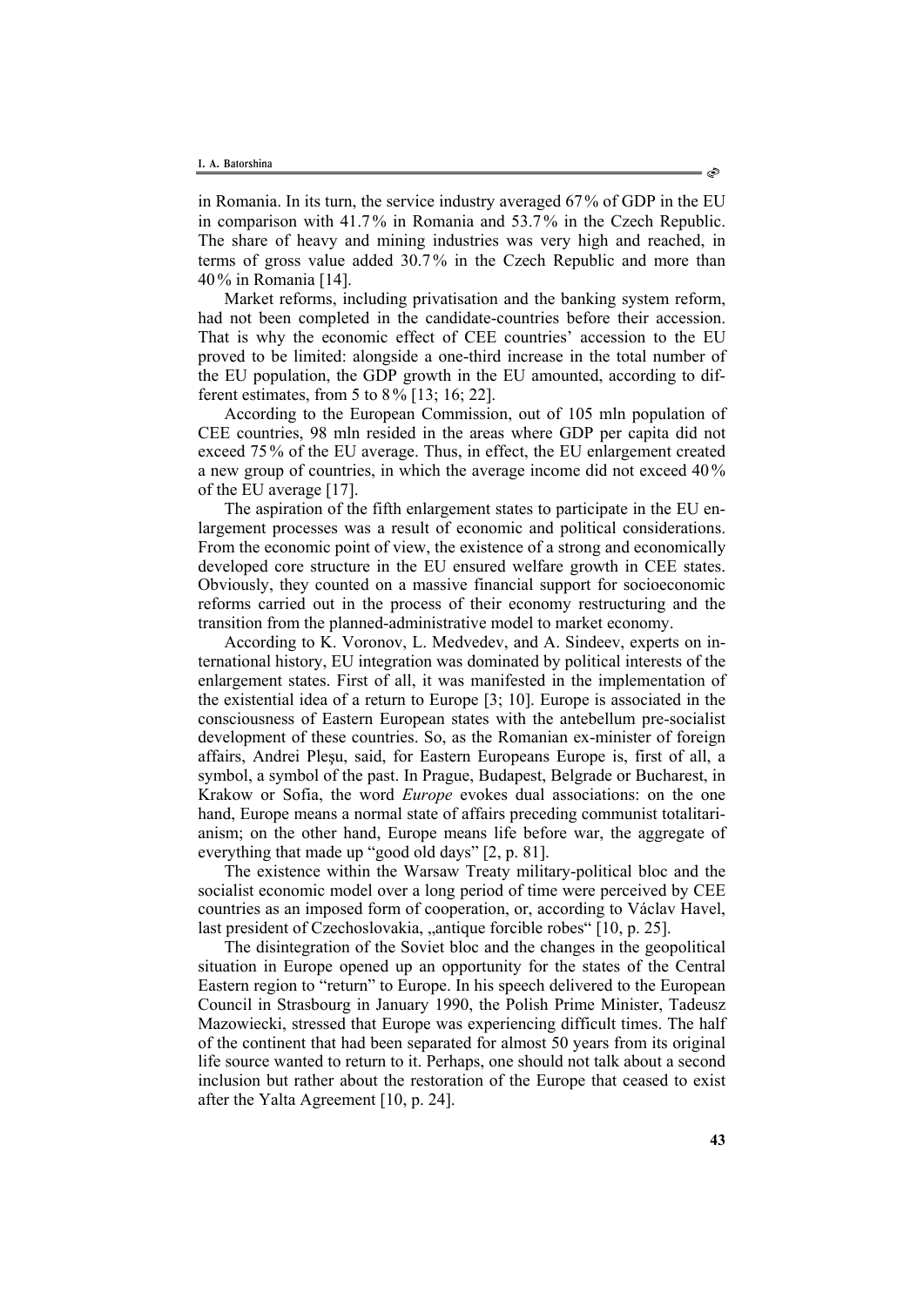in Romania. In its turn, the service industry averaged 67% of GDP in the EU in comparison with 41.7% in Romania and 53.7% in the Czech Republic. The share of heavy and mining industries was very high and reached, in terms of gross value added 30.7% in the Czech Republic and more than 40% in Romania [14].

Market reforms, including privatisation and the banking system reform, had not been completed in the candidate-countries before their accession. That is why the economic effect of CEE countries' accession to the EU proved to be limited: alongside a one-third increase in the total number of the EU population, the GDP growth in the EU amounted, according to different estimates, from 5 to 8% [13; 16; 22].

According to the European Commission, out of 105 mln population of CEE countries, 98 mln resided in the areas where GDP per capita did not exceed 75% of the EU average. Thus, in effect, the EU enlargement created a new group of countries, in which the average income did not exceed 40% of the EU average [17].

The aspiration of the fifth enlargement states to participate in the EU enlargement processes was a result of economic and political considerations. From the economic point of view, the existence of a strong and economically developed core structure in the EU ensured welfare growth in CEE states. Obviously, they counted on a massive financial support for socioeconomic reforms carried out in the process of their economy restructuring and the transition from the planned-administrative model to market economy.

According to K. Voronov, L. Medvedev, and A. Sindeev, experts on international history, EU integration was dominated by political interests of the enlargement states. First of all, it was manifested in the implementation of the existential idea of a return to Europe [3; 10]. Europe is associated in the consciousness of Eastern European states with the antebellum pre-socialist development of these countries. So, as the Romanian ex-minister of foreign affairs, Andrei Pleşu, said, for Eastern Europeans Europe is, first of all, a symbol, a symbol of the past. In Prague, Budapest, Belgrade or Bucharest, in Krakow or Sofia, the word *Europe* evokes dual associations: on the one hand, Europe means a normal state of affairs preceding communist totalitarianism; on the other hand, Europe means life before war, the aggregate of everything that made up "good old days" [2, p. 81].

The existence within the Warsaw Treaty military-political bloc and the socialist economic model over a long period of time were perceived by CEE countries as an imposed form of cooperation, or, according to Václav Havel, last president of Czechoslovakia, „antique forcible robes" [10, p. 25].

The disintegration of the Soviet bloc and the changes in the geopolitical situation in Europe opened up an opportunity for the states of the Central Eastern region to "return" to Europe. In his speech delivered to the European Council in Strasbourg in January 1990, the Polish Prime Minister, Tadeusz Mazowiecki, stressed that Europe was experiencing difficult times. The half of the continent that had been separated for almost 50 years from its original life source wanted to return to it. Perhaps, one should not talk about a second inclusion but rather about the restoration of the Europe that ceased to exist after the Yalta Agreement [10, p. 24].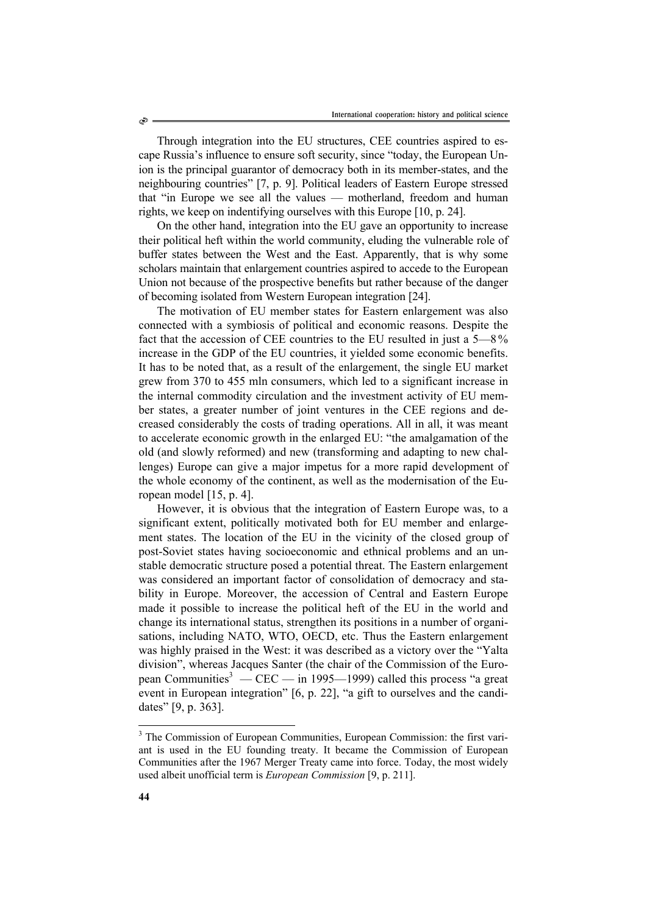Through integration into the EU structures, CEE countries aspired to escape Russia's influence to ensure soft security, since "today, the European Union is the principal guarantor of democracy both in its member-states, and the neighbouring countries" [7, p. 9]. Political leaders of Eastern Europe stressed that "in Europe we see all the values — motherland, freedom and human rights, we keep on indentifying ourselves with this Europe [10, p. 24].

On the other hand, integration into the EU gave an opportunity to increase their political heft within the world community, eluding the vulnerable role of buffer states between the West and the East. Apparently, that is why some scholars maintain that enlargement countries aspired to accede to the European Union not because of the prospective benefits but rather because of the danger of becoming isolated from Western European integration [24].

The motivation of EU member states for Eastern enlargement was also connected with a symbiosis of political and economic reasons. Despite the fact that the accession of CEE countries to the EU resulted in just a 5—8% increase in the GDP of the EU countries, it yielded some economic benefits. It has to be noted that, as a result of the enlargement, the single EU market grew from 370 to 455 mln consumers, which led to a significant increase in the internal commodity circulation and the investment activity of EU member states, a greater number of joint ventures in the CEE regions and decreased considerably the costs of trading operations. All in all, it was meant to accelerate economic growth in the enlarged EU: "the amalgamation of the old (and slowly reformed) and new (transforming and adapting to new challenges) Europe can give a major impetus for a more rapid development of the whole economy of the continent, as well as the modernisation of the European model [15, p. 4].

However, it is obvious that the integration of Eastern Europe was, to a significant extent, politically motivated both for EU member and enlargement states. The location of the EU in the vicinity of the closed group of post-Soviet states having socioeconomic and ethnical problems and an unstable democratic structure posed a potential threat. The Eastern enlargement was considered an important factor of consolidation of democracy and stability in Europe. Moreover, the accession of Central and Eastern Europe made it possible to increase the political heft of the EU in the world and change its international status, strengthen its positions in a number of organisations, including NATO, WTO, OECD, etc. Thus the Eastern enlargement was highly praised in the West: it was described as a victory over the "Yalta division", whereas Jacques Santer (the chair of the Commission of the European Communities[3] — CEC — in 1995—1999) called this process "a great event in European integration" [6, p. 22], "a gift to ourselves and the candidates" [9, p. 363].

---

[3] The Commission of European Communities, European Commission: the first variant is used in the EU founding treaty. It became the Commission of European Communities after the 1967 Merger Treaty came into force. Today, the most widely used albeit unofficial term is *European Commission* [9, p. 211].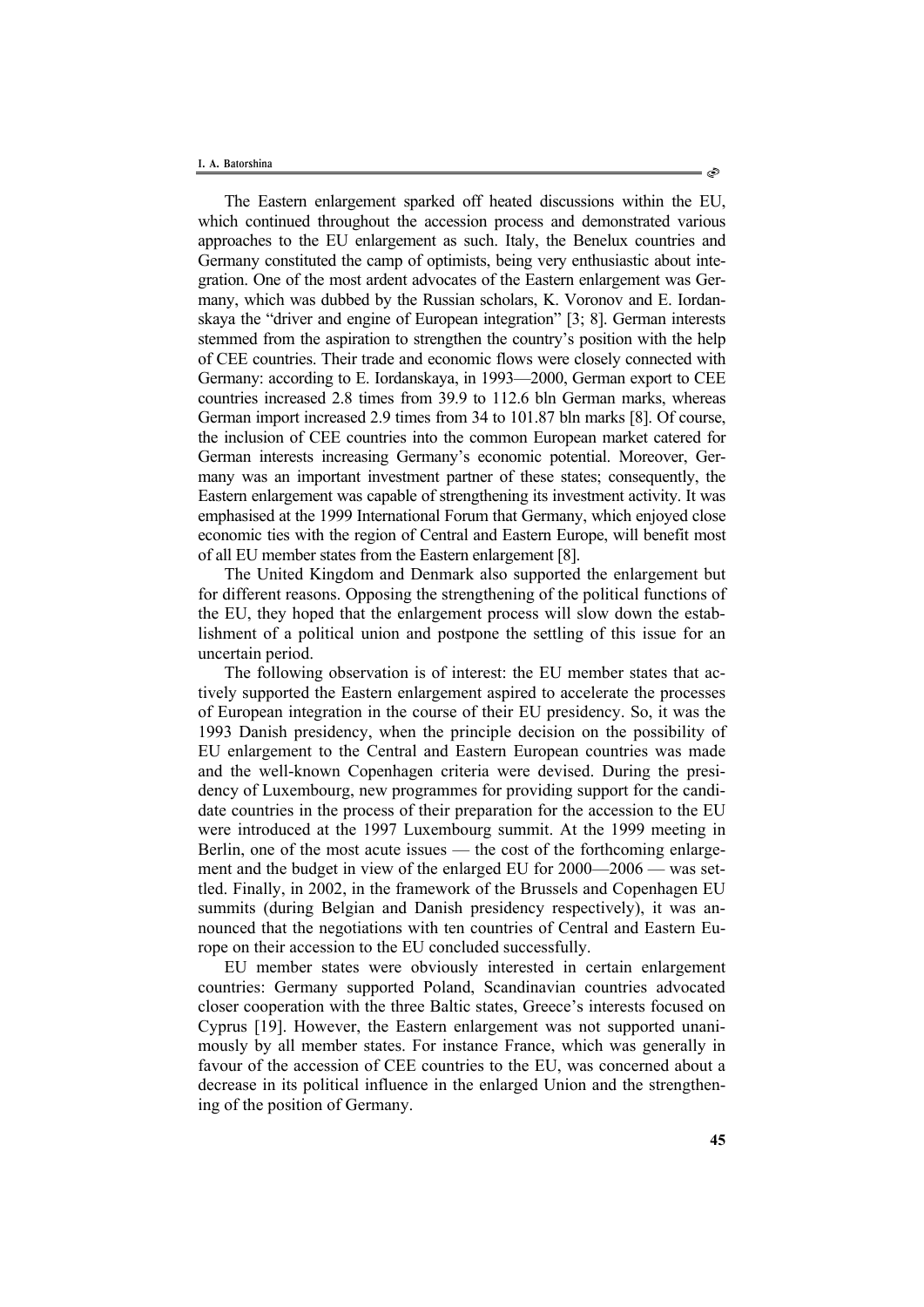The Eastern enlargement sparked off heated discussions within the EU, which continued throughout the accession process and demonstrated various approaches to the EU enlargement as such. Italy, the Benelux countries and Germany constituted the camp of optimists, being very enthusiastic about integration. One of the most ardent advocates of the Eastern enlargement was Germany, which was dubbed by the Russian scholars, K. Voronov and E. Iordanskaya the "driver and engine of European integration" [3; 8]. German interests stemmed from the aspiration to strengthen the country's position with the help of CEE countries. Their trade and economic flows were closely connected with Germany: according to E. Iordanskaya, in 1993—2000, German export to CEE countries increased 2.8 times from 39.9 to 112.6 bln German marks, whereas German import increased 2.9 times from 34 to 101.87 bln marks [8]. Of course, the inclusion of CEE countries into the common European market catered for German interests increasing Germany's economic potential. Moreover, Germany was an important investment partner of these states; consequently, the Eastern enlargement was capable of strengthening its investment activity. It was emphasised at the 1999 International Forum that Germany, which enjoyed close economic ties with the region of Central and Eastern Europe, will benefit most of all EU member states from the Eastern enlargement [8].

The United Kingdom and Denmark also supported the enlargement but for different reasons. Opposing the strengthening of the political functions of the EU, they hoped that the enlargement process will slow down the establishment of a political union and postpone the settling of this issue for an uncertain period.

The following observation is of interest: the EU member states that actively supported the Eastern enlargement aspired to accelerate the processes of European integration in the course of their EU presidency. So, it was the 1993 Danish presidency, when the principle decision on the possibility of EU enlargement to the Central and Eastern European countries was made and the well-known Copenhagen criteria were devised. During the presidency of Luxembourg, new programmes for providing support for the candidate countries in the process of their preparation for the accession to the EU were introduced at the 1997 Luxembourg summit. At the 1999 meeting in Berlin, one of the most acute issues — the cost of the forthcoming enlargement and the budget in view of the enlarged EU for 2000—2006 — was settled. Finally, in 2002, in the framework of the Brussels and Copenhagen EU summits (during Belgian and Danish presidency respectively), it was announced that the negotiations with ten countries of Central and Eastern Europe on their accession to the EU concluded successfully.

EU member states were obviously interested in certain enlargement countries: Germany supported Poland, Scandinavian countries advocated closer cooperation with the three Baltic states, Greece's interests focused on Cyprus [19]. However, the Eastern enlargement was not supported unanimously by all member states. For instance France, which was generally in favour of the accession of CEE countries to the EU, was concerned about a decrease in its political influence in the enlarged Union and the strengthening of the position of Germany.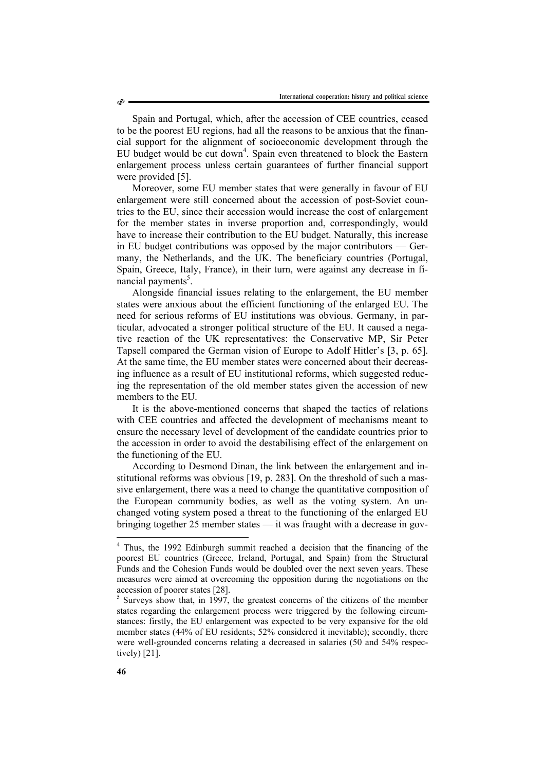Spain and Portugal, which, after the accession of CEE countries, ceased to be the poorest EU regions, had all the reasons to be anxious that the financial support for the alignment of socioeconomic development through the EU budget would be cut down[4]. Spain even threatened to block the Eastern enlargement process unless certain guarantees of further financial support were provided [5].

Moreover, some EU member states that were generally in favour of EU enlargement were still concerned about the accession of post-Soviet countries to the EU, since their accession would increase the cost of enlargement for the member states in inverse proportion and, correspondingly, would have to increase their contribution to the EU budget. Naturally, this increase in EU budget contributions was opposed by the major contributors — Germany, the Netherlands, and the UK. The beneficiary countries (Portugal, Spain, Greece, Italy, France), in their turn, were against any decrease in financial payments[5].

Alongside financial issues relating to the enlargement, the EU member states were anxious about the efficient functioning of the enlarged EU. The need for serious reforms of EU institutions was obvious. Germany, in particular, advocated a stronger political structure of the EU. It caused a negative reaction of the UK representatives: the Conservative MP, Sir Peter Tapsell compared the German vision of Europe to Adolf Hitler's [3, p. 65]. At the same time, the EU member states were concerned about their decreasing influence as a result of EU institutional reforms, which suggested reducing the representation of the old member states given the accession of new members to the EU.

It is the above-mentioned concerns that shaped the tactics of relations with CEE countries and affected the development of mechanisms meant to ensure the necessary level of development of the candidate countries prior to the accession in order to avoid the destabilising effect of the enlargement on the functioning of the EU.

According to Desmond Dinan, the link between the enlargement and institutional reforms was obvious [19, p. 283]. On the threshold of such a massive enlargement, there was a need to change the quantitative composition of the European community bodies, as well as the voting system. An unchanged voting system posed a threat to the functioning of the enlarged EU bringing together 25 member states — it was fraught with a decrease in gov-

---

[4] Thus, the 1992 Edinburgh summit reached a decision that the financing of the poorest EU countries (Greece, Ireland, Portugal, and Spain) from the Structural Funds and the Cohesion Funds would be doubled over the next seven years. These measures were aimed at overcoming the opposition during the negotiations on the accession of poorer states [28].

[5] Surveys show that, in 1997, the greatest concerns of the citizens of the member states regarding the enlargement process were triggered by the following circumstances: firstly, the EU enlargement was expected to be very expansive for the old member states (44% of EU residents; 52% considered it inevitable); secondly, there were well-grounded concerns relating a decreased in salaries (50 and 54% respectively) [21].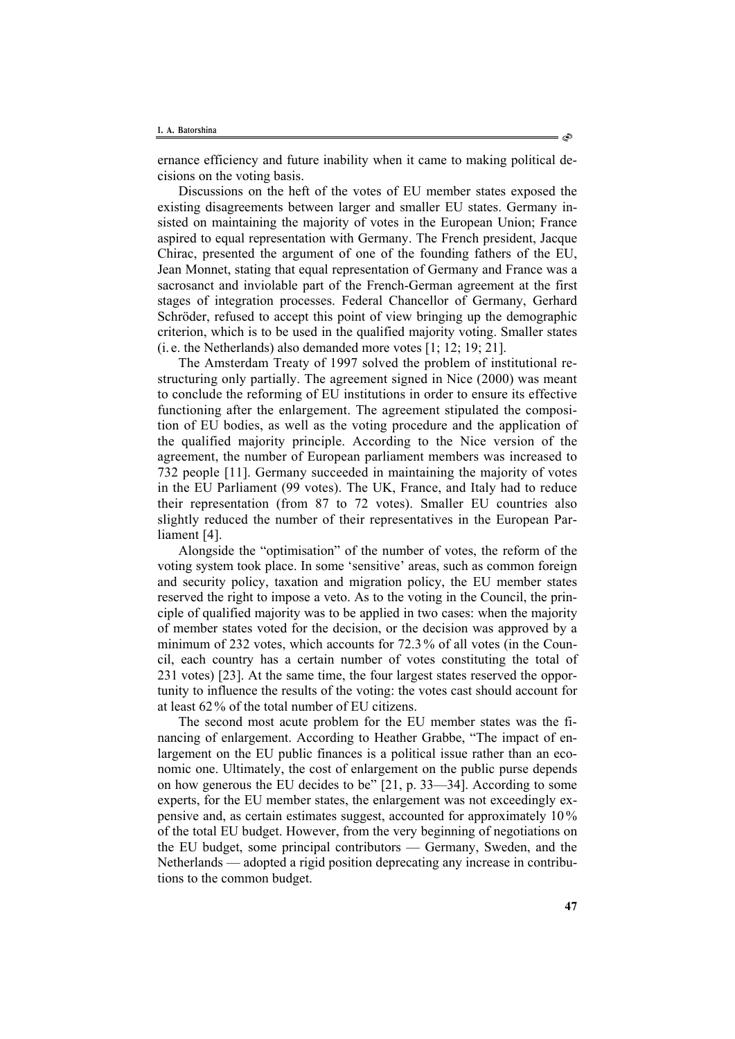ernance efficiency and future inability when it came to making political decisions on the voting basis.

Discussions on the heft of the votes of EU member states exposed the existing disagreements between larger and smaller EU states. Germany insisted on maintaining the majority of votes in the European Union; France aspired to equal representation with Germany. The French president, Jacque Chirac, presented the argument of one of the founding fathers of the EU, Jean Monnet, stating that equal representation of Germany and France was a sacrosanct and inviolable part of the French-German agreement at the first stages of integration processes. Federal Chancellor of Germany, Gerhard Schröder, refused to accept this point of view bringing up the demographic criterion, which is to be used in the qualified majority voting. Smaller states (i. e. the Netherlands) also demanded more votes [1; 12; 19; 21].

The Amsterdam Treaty of 1997 solved the problem of institutional restructuring only partially. The agreement signed in Nice (2000) was meant to conclude the reforming of EU institutions in order to ensure its effective functioning after the enlargement. The agreement stipulated the composition of EU bodies, as well as the voting procedure and the application of the qualified majority principle. According to the Nice version of the agreement, the number of European parliament members was increased to 732 people [11]. Germany succeeded in maintaining the majority of votes in the EU Parliament (99 votes). The UK, France, and Italy had to reduce their representation (from 87 to 72 votes). Smaller EU countries also slightly reduced the number of their representatives in the European Parliament [4].

Alongside the "optimisation" of the number of votes, the reform of the voting system took place. In some 'sensitive' areas, such as common foreign and security policy, taxation and migration policy, the EU member states reserved the right to impose a veto. As to the voting in the Council, the principle of qualified majority was to be applied in two cases: when the majority of member states voted for the decision, or the decision was approved by a minimum of 232 votes, which accounts for 72.3 % of all votes (in the Council, each country has a certain number of votes constituting the total of 231 votes) [23]. At the same time, the four largest states reserved the opportunity to influence the results of the voting: the votes cast should account for at least 62 % of the total number of EU citizens.

The second most acute problem for the EU member states was the financing of enlargement. According to Heather Grabbe, "The impact of enlargement on the EU public finances is a political issue rather than an economic one. Ultimately, the cost of enlargement on the public purse depends on how generous the EU decides to be" [21, p. 33—34]. According to some experts, for the EU member states, the enlargement was not exceedingly expensive and, as certain estimates suggest, accounted for approximately 10 % of the total EU budget. However, from the very beginning of negotiations on the EU budget, some principal contributors — Germany, Sweden, and the Netherlands — adopted a rigid position deprecating any increase in contributions to the common budget.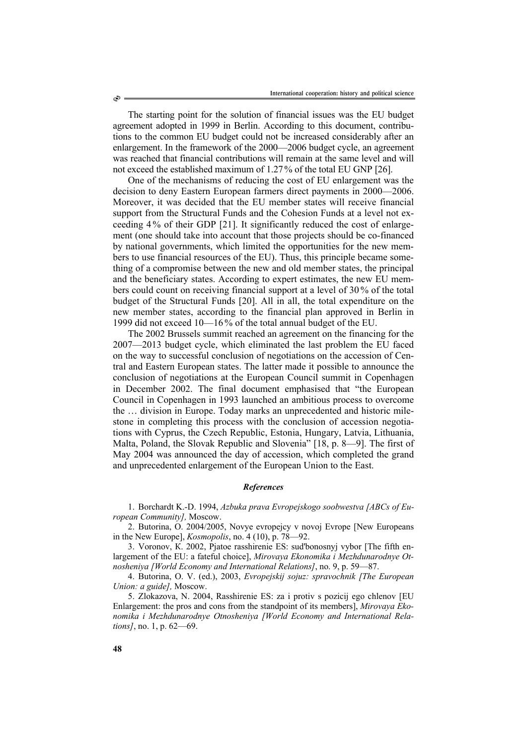The starting point for the solution of financial issues was the EU budget agreement adopted in 1999 in Berlin. According to this document, contributions to the common EU budget could not be increased considerably after an enlargement. In the framework of the 2000—2006 budget cycle, an agreement was reached that financial contributions will remain at the same level and will not exceed the established maximum of 1.27% of the total EU GNP [26].

One of the mechanisms of reducing the cost of EU enlargement was the decision to deny Eastern European farmers direct payments in 2000—2006. Moreover, it was decided that the EU member states will receive financial support from the Structural Funds and the Cohesion Funds at a level not exceeding 4% of their GDP [21]. It significantly reduced the cost of enlargement (one should take into account that those projects should be co-financed by national governments, which limited the opportunities for the new members to use financial resources of the EU). Thus, this principle became something of a compromise between the new and old member states, the principal and the beneficiary states. According to expert estimates, the new EU members could count on receiving financial support at a level of 30% of the total budget of the Structural Funds [20]. All in all, the total expenditure on the new member states, according to the financial plan approved in Berlin in 1999 did not exceed 10—16% of the total annual budget of the EU.

The 2002 Brussels summit reached an agreement on the financing for the 2007—2013 budget cycle, which eliminated the last problem the EU faced on the way to successful conclusion of negotiations on the accession of Central and Eastern European states. The latter made it possible to announce the conclusion of negotiations at the European Council summit in Copenhagen in December 2002. The final document emphasised that "the European Council in Copenhagen in 1993 launched an ambitious process to overcome the … division in Europe. Today marks an unprecedented and historic milestone in completing this process with the conclusion of accession negotiations with Cyprus, the Czech Republic, Estonia, Hungary, Latvia, Lithuania, Malta, Poland, the Slovak Republic and Slovenia" [18, p. 8—9]. The first of May 2004 was announced the day of accession, which completed the grand and unprecedented enlargement of the European Union to the East.

### *References*

1. Borchardt K.-D. 1994, *Azbuka prava Evropejskogo soobwestva [ABCs of European Community],* Moscow.

2. Butorina, O. 2004/2005, Novye evropejcy v novoj Evrope [New Europeans in the New Europe], *Kosmopolis*, no. 4 (10), p. 78—92.

3. Voronov, K. 2002, Pjatoe rasshirenie ES: sud'bonosnyj vybor [The fifth enlargement of the EU: a fateful choice], *Mirovaya Ekonomika i Mezhdunarodnye Otnosheniya [World Economy and International Relations]*, no. 9, p. 59—87.

4. Butorina, O. V. (ed.), 2003, *Evropejskij sojuz: spravochnik [The European Union: a guide],* Moscow.

5. Zlokazova, N. 2004, Rasshirenie ES: za i protiv s pozicij ego chlenov [EU Enlargement: the pros and cons from the standpoint of its members], *Mirovaya Ekonomika i Mezhdunarodnye Otnosheniya [World Economy and International Relations]*, no. 1, p. 62—69.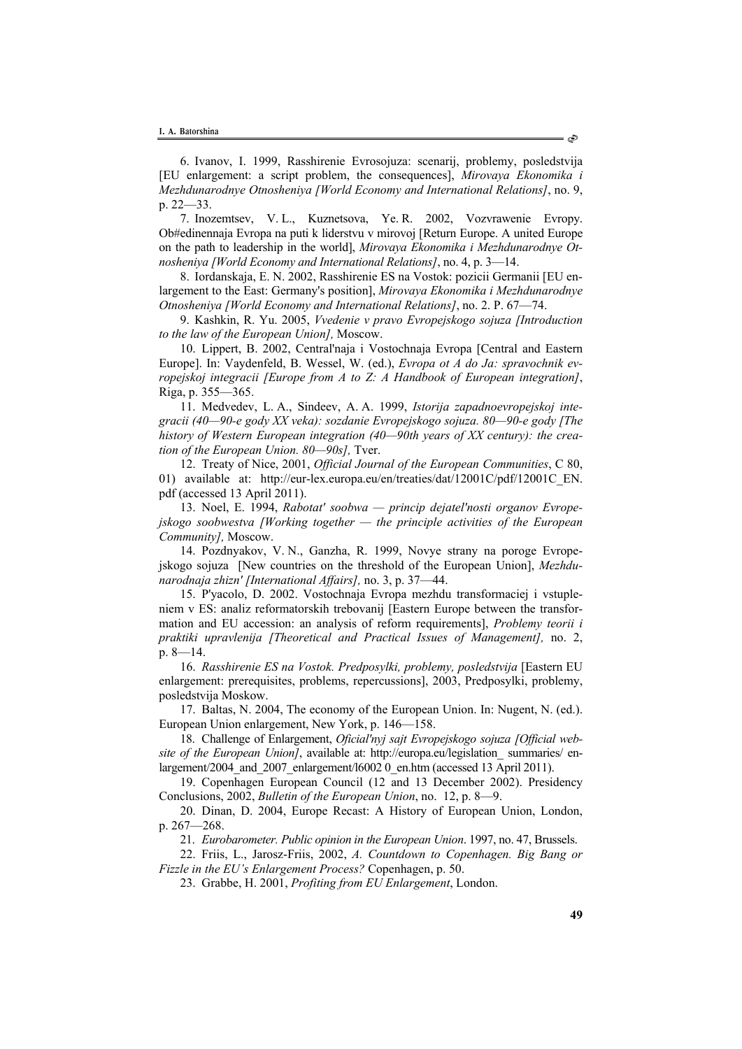6. Ivanov, I. 1999, Rasshirenie Evrosojuza: scenarij, problemy, posledstvija [EU enlargement: a script problem, the consequences], *Mirovaya Ekonomika i Mezhdunarodnye Otnosheniya [World Economy and International Relations]*, no. 9, p. 22—33.

7. Inozemtsev, V. L., Kuznetsova, Ye. R. 2002, Vozvrawenie Evropy. Ob#edinennaja Evropa na puti k liderstvu v mirovoj [Return Europe. A united Europe on the path to leadership in the world], *Mirovaya Ekonomika i Mezhdunarodnye Otnosheniya [World Economy and International Relations]*, no. 4, p. 3—14.

8. Iordanskaja, E. N. 2002, Rasshirenie ES na Vostok: pozicii Germanii [EU enlargement to the East: Germany's position], *Mirovaya Ekonomika i Mezhdunarodnye Otnosheniya [World Economy and International Relations]*, no. 2. P. 67—74.

9. Kashkin, R. Yu. 2005, *Vvedenie v pravo Evropejskogo sojuza [Introduction to the law of the European Union],* Moscow.

10. Lippert, B. 2002, Central'naja i Vostochnaja Evropa [Central and Eastern Europe]. In: Vaydenfeld, B. Wessel, W. (ed.), *Evropa ot A do Ja: spravochnik evropejskoj integracii [Europe from A to Z: A Handbook of European integration]*, Riga, p. 355—365.

11. Medvedev, L. A., Sindeev, A. A. 1999, *Istorija zapadnoevropejskoj integracii (40—90-e gody XX veka): sozdanie Evropejskogo sojuza. 80—90-e gody [The history of Western European integration (40—90th years of XX century): the creation of the European Union. 80—90s],* Tver.

12. Treaty of Nice, 2001, *Official Journal of the European Communities*, C 80, 01) available at: http://eur-lex.europa.eu/en/treaties/dat/12001C/pdf/12001C_EN.pdf (accessed 13 April 2011).

13. Noel, E. 1994, *Rabotat' soobwa — princip dejatel'nosti organov Evropejskogo soobwestva [Working together — the principle activities of the European Community],* Moscow.

14. Pozdnyakov, V. N., Ganzha, R. 1999, Novye strany na poroge Evropejskogo sojuza [New countries on the threshold of the European Union], *Mezhdunarodnaja zhizn' [International Affairs],* no. 3, p. 37—44.

15. P'yacolo, D. 2002. Vostochnaja Evropa mezhdu transformaciej i vstupleniem v ES: analiz reformatorskih trebovanij [Eastern Europe between the transformation and EU accession: an analysis of reform requirements], *Problemy teorii i praktiki upravlenija [Theoretical and Practical Issues of Management],* no. 2, p. 8—14.

16. *Rasshirenie ES na Vostok. Predposylki, problemy, posledstvija* [Eastern EU enlargement: prerequisites, problems, repercussions], 2003, Predposylki, problemy, posledstvija Moskow.

17. Baltas, N. 2004, The economy of the European Union. In: Nugent, N. (ed.). European Union enlargement, New York, p. 146—158.

18. Challenge of Enlargement, *Oficial'nyj sajt Evropejskogo sojuza [Official website of the European Union]*, available at: http://europa.eu/legislation_ summaries/ enlargement/2004_and_2007_enlargement/l6002 0_en.htm (accessed 13 April 2011).

19. Copenhagen European Council (12 and 13 December 2002). Presidency Conclusions, 2002, *Bulletin of the European Union*, no. 12, p. 8—9.

20. Dinan, D. 2004, Europe Recast: A History of European Union, London, p. 267—268.

21. *Eurobarometer. Public opinion in the European Union*. 1997, no. 47, Brussels.

22. Friis, L., Jarosz-Friis, 2002, *A. Countdown to Copenhagen. Big Bang or Fizzle in the EU's Enlargement Process?* Copenhagen, p. 50.

23. Grabbe, H. 2001, *Profiting from EU Enlargement*, London.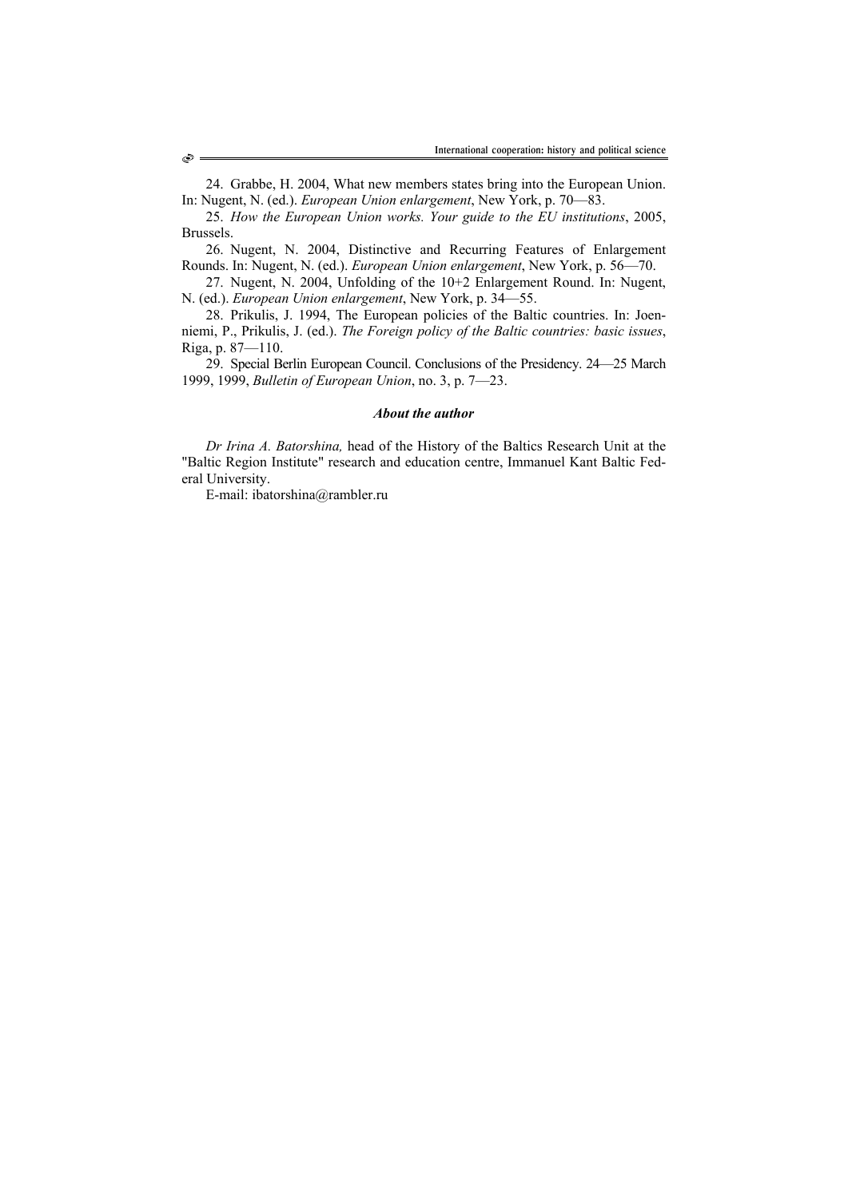24. Grabbe, H. 2004, What new members states bring into the European Union. In: Nugent, N. (ed.). *European Union enlargement*, New York, p. 70—83.

25. *How the European Union works. Your guide to the EU institutions*, 2005, Brussels.

26. Nugent, N. 2004, Distinctive and Recurring Features of Enlargement Rounds. In: Nugent, N. (ed.). *European Union enlargement*, New York, p. 56—70.

27. Nugent, N. 2004, Unfolding of the 10+2 Enlargement Round. In: Nugent, N. (ed.). *European Union enlargement*, New York, p. 34—55.

28. Prikulis, J. 1994, The European policies of the Baltic countries. In: Joenniemi, P., Prikulis, J. (ed.). *The Foreign policy of the Baltic countries: basic issues*, Riga, p. 87—110.

29. Special Berlin European Council. Conclusions of the Presidency. 24—25 March 1999, 1999, *Bulletin of European Union*, no. 3, p. 7—23.

### *About the author*

*Dr Irina A. Batorshina,* head of the History of the Baltics Research Unit at the "Baltic Region Institute" research and education centre, Immanuel Kant Baltic Federal University.

E-mail: ibatorshina@rambler.ru